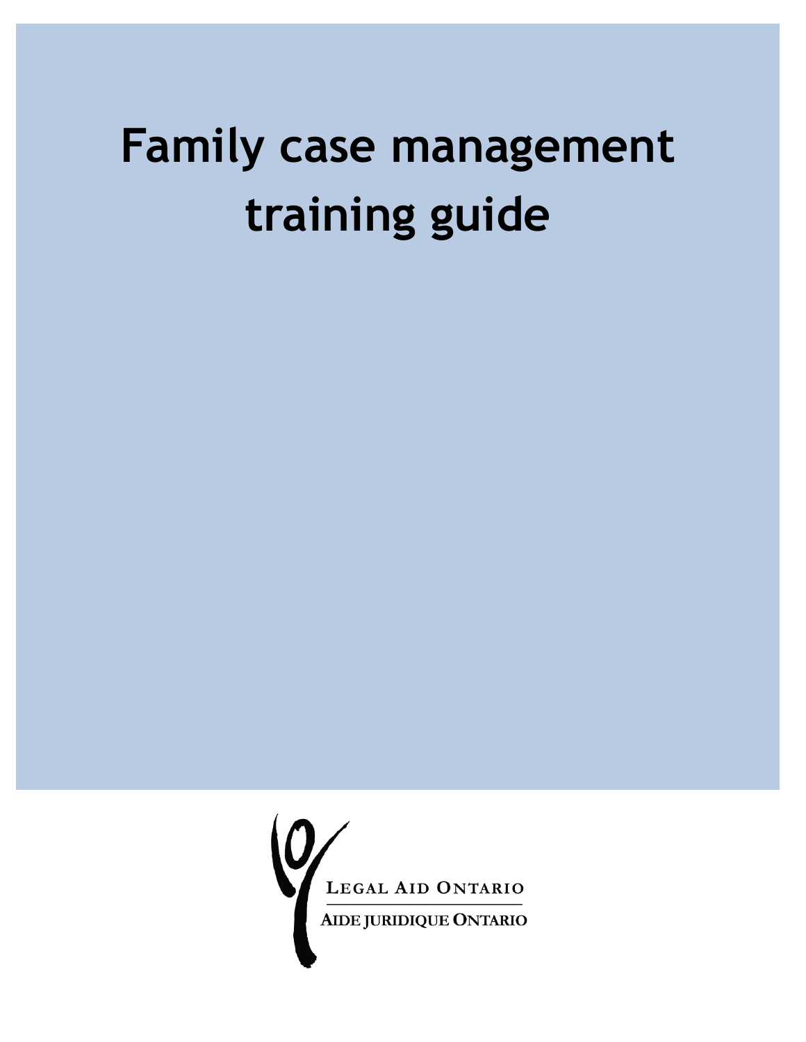# Family case management training guide

LEGAL AID ONTARIO

AIDE JURIDIQUE ONTARIO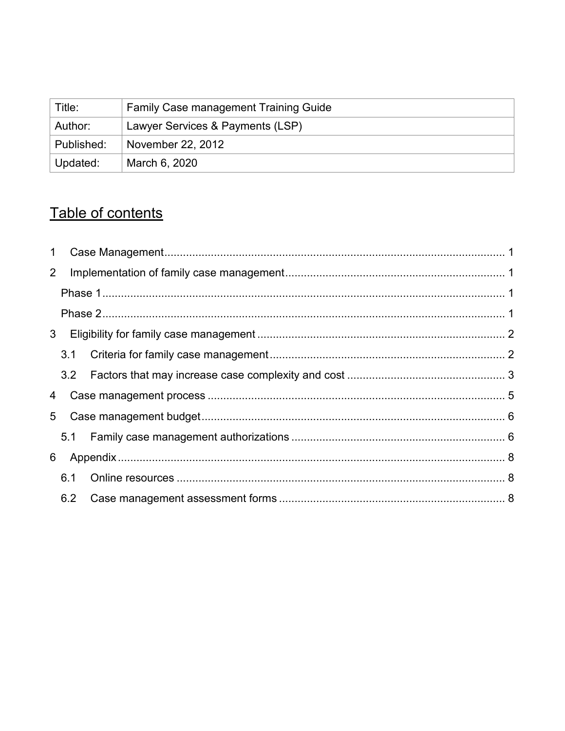| Title: | Family Case management Training Guide |
|---|---|
| Author: | Lawyer Services & Payments (LSP) |
| Published: | November 22, 2012 |
| Updated: | March 6, 2020 |

## Table of contents

1 Case Management ..... 1

2 Implementation of family case management ..... 1

- Phase 1 ..... 1
- Phase 2 ..... 1

3 Eligibility for family case management ..... 2

- 3.1 Criteria for family case management ..... 2
- 3.2 Factors that may increase case complexity and cost ..... 3

4 Case management process ..... 5

5 Case management budget ..... 6

- 5.1 Family case management authorizations ..... 6

6 Appendix ..... 8

- 6.1 Online resources ..... 8
- 6.2 Case management assessment forms ..... 8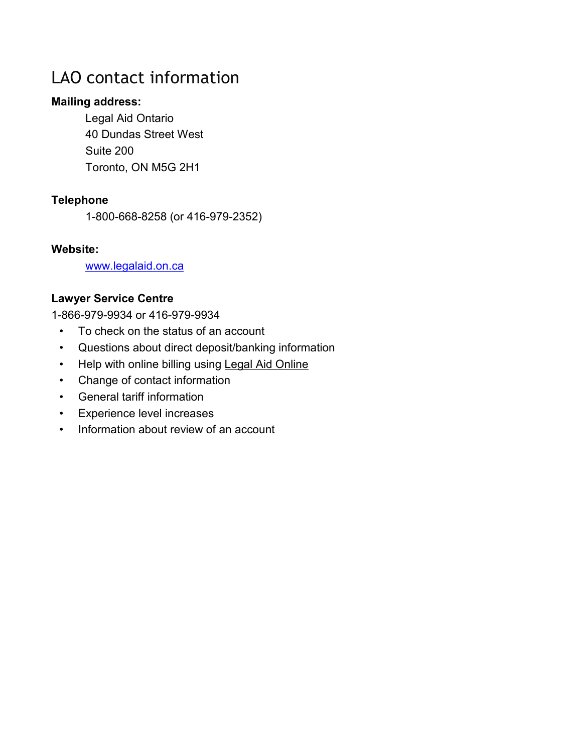# LAO contact information

**Mailing address:**

Legal Aid Ontario
40 Dundas Street West
Suite 200
Toronto, ON M5G 2H1

**Telephone**

1-800-668-8258 (or 416-979-2352)

**Website:**

www.legalaid.on.ca

**Lawyer Service Centre**

1-866-979-9934 or 416-979-9934

- To check on the status of an account
- Questions about direct deposit/banking information
- Help with online billing using Legal Aid Online
- Change of contact information
- General tariff information
- Experience level increases
- Information about review of an account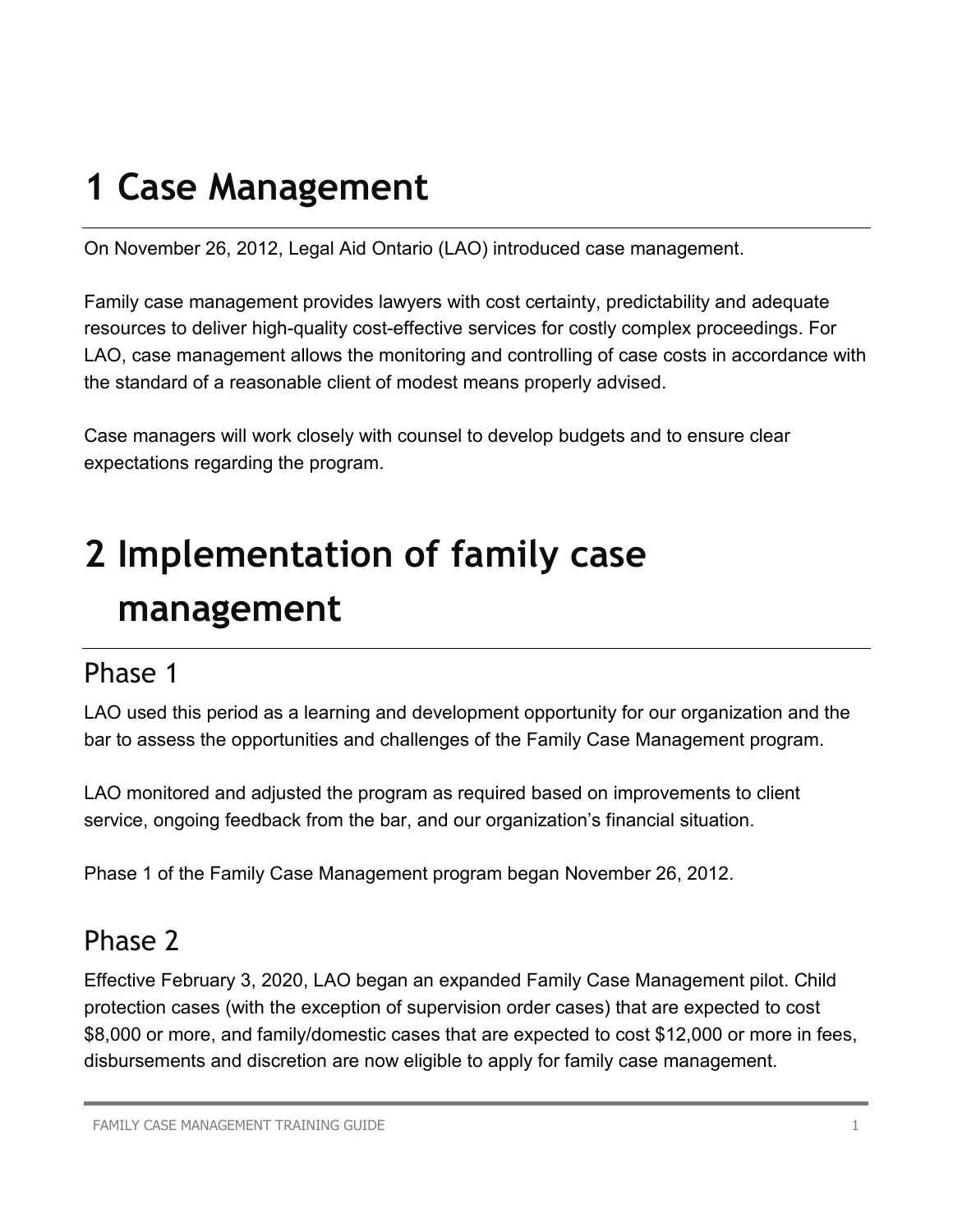# 1 Case Management

On November 26, 2012, Legal Aid Ontario (LAO) introduced case management.

Family case management provides lawyers with cost certainty, predictability and adequate resources to deliver high-quality cost-effective services for costly complex proceedings. For LAO, case management allows the monitoring and controlling of case costs in accordance with the standard of a reasonable client of modest means properly advised.

Case managers will work closely with counsel to develop budgets and to ensure clear expectations regarding the program.

# 2 Implementation of family case management

## Phase 1

LAO used this period as a learning and development opportunity for our organization and the bar to assess the opportunities and challenges of the Family Case Management program.

LAO monitored and adjusted the program as required based on improvements to client service, ongoing feedback from the bar, and our organization's financial situation.

Phase 1 of the Family Case Management program began November 26, 2012.

## Phase 2

Effective February 3, 2020, LAO began an expanded Family Case Management pilot. Child protection cases (with the exception of supervision order cases) that are expected to cost $8,000 or more, and family/domestic cases that are expected to cost $12,000 or more in fees, disbursements and discretion are now eligible to apply for family case management.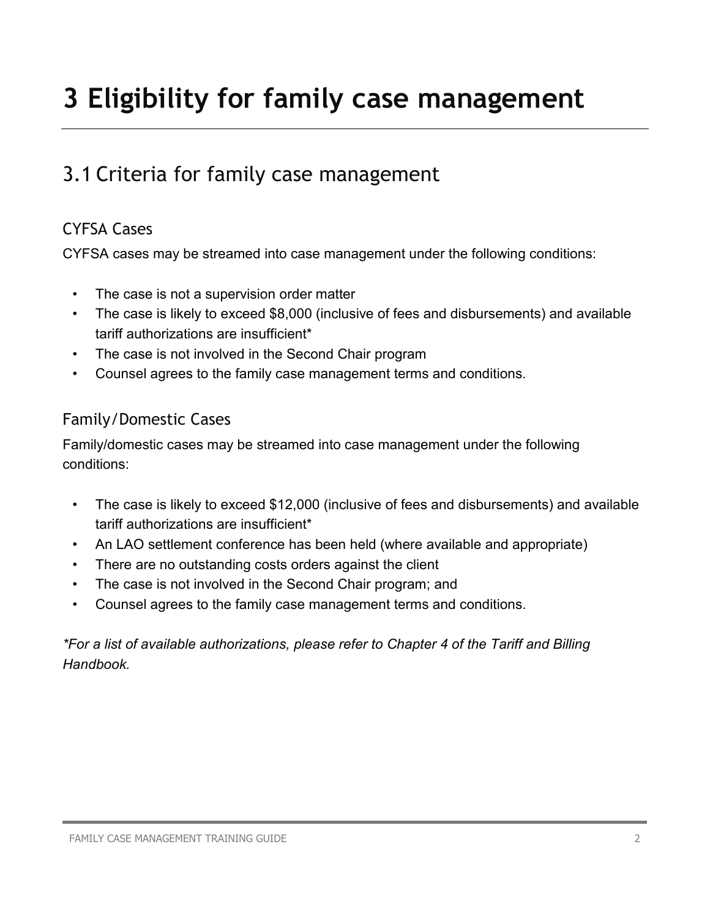# 3 Eligibility for family case management

## 3.1 Criteria for family case management

### CYFSA Cases

CYFSA cases may be streamed into case management under the following conditions:

- The case is not a supervision order matter
- The case is likely to exceed $8,000 (inclusive of fees and disbursements) and available tariff authorizations are insufficient*
- The case is not involved in the Second Chair program
- Counsel agrees to the family case management terms and conditions.

### Family/Domestic Cases

Family/domestic cases may be streamed into case management under the following conditions:

- The case is likely to exceed $12,000 (inclusive of fees and disbursements) and available tariff authorizations are insufficient*
- An LAO settlement conference has been held (where available and appropriate)
- There are no outstanding costs orders against the client
- The case is not involved in the Second Chair program; and
- Counsel agrees to the family case management terms and conditions.

*\*For a list of available authorizations, please refer to Chapter 4 of the Tariff and Billing Handbook.*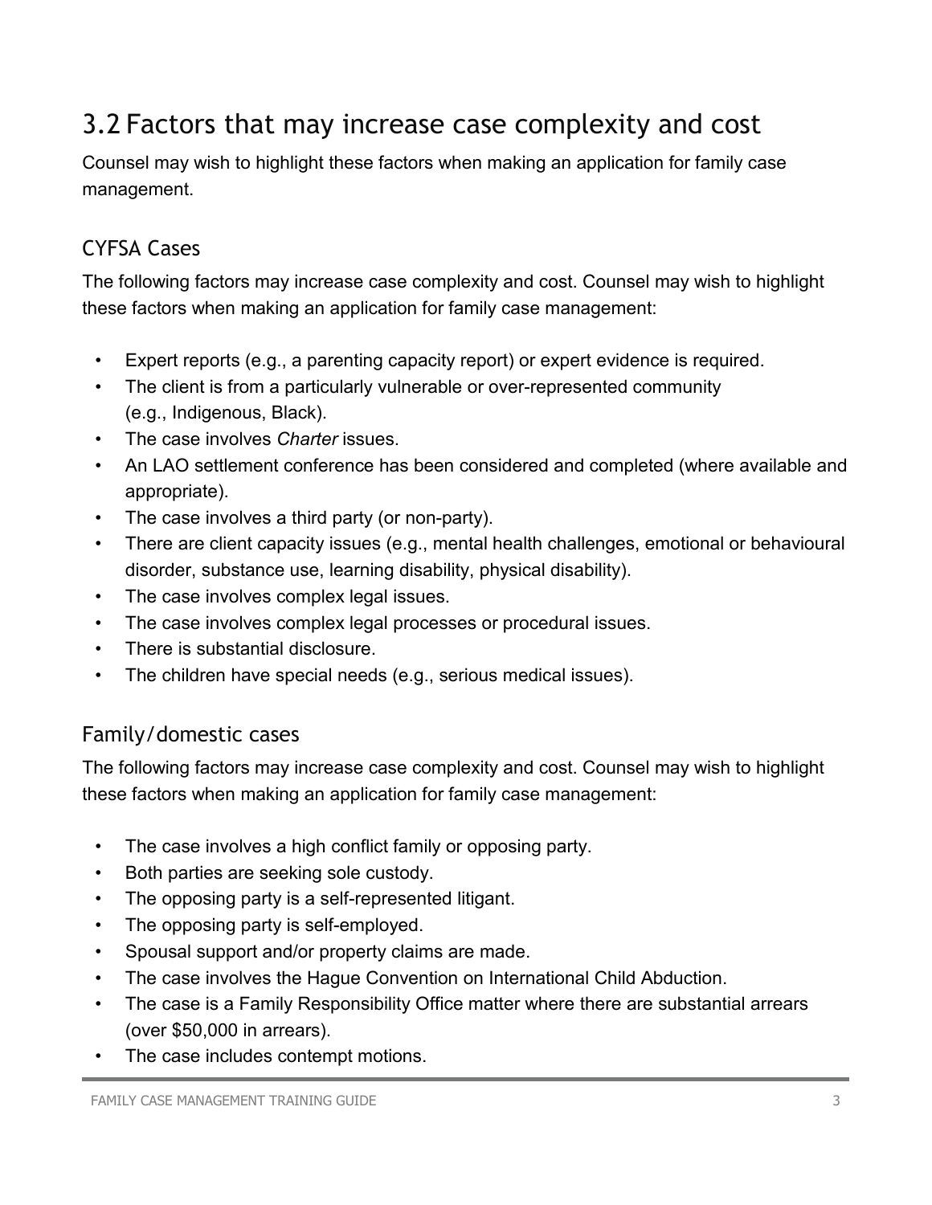## 3.2 Factors that may increase case complexity and cost

Counsel may wish to highlight these factors when making an application for family case management.

### CYFSA Cases

The following factors may increase case complexity and cost. Counsel may wish to highlight these factors when making an application for family case management:

- Expert reports (e.g., a parenting capacity report) or expert evidence is required.
- The client is from a particularly vulnerable or over-represented community (e.g., Indigenous, Black).
- The case involves *Charter* issues.
- An LAO settlement conference has been considered and completed (where available and appropriate).
- The case involves a third party (or non-party).
- There are client capacity issues (e.g., mental health challenges, emotional or behavioural disorder, substance use, learning disability, physical disability).
- The case involves complex legal issues.
- The case involves complex legal processes or procedural issues.
- There is substantial disclosure.
- The children have special needs (e.g., serious medical issues).

### Family/domestic cases

The following factors may increase case complexity and cost. Counsel may wish to highlight these factors when making an application for family case management:

- The case involves a high conflict family or opposing party.
- Both parties are seeking sole custody.
- The opposing party is a self-represented litigant.
- The opposing party is self-employed.
- Spousal support and/or property claims are made.
- The case involves the Hague Convention on International Child Abduction.
- The case is a Family Responsibility Office matter where there are substantial arrears (over $50,000 in arrears).
- The case includes contempt motions.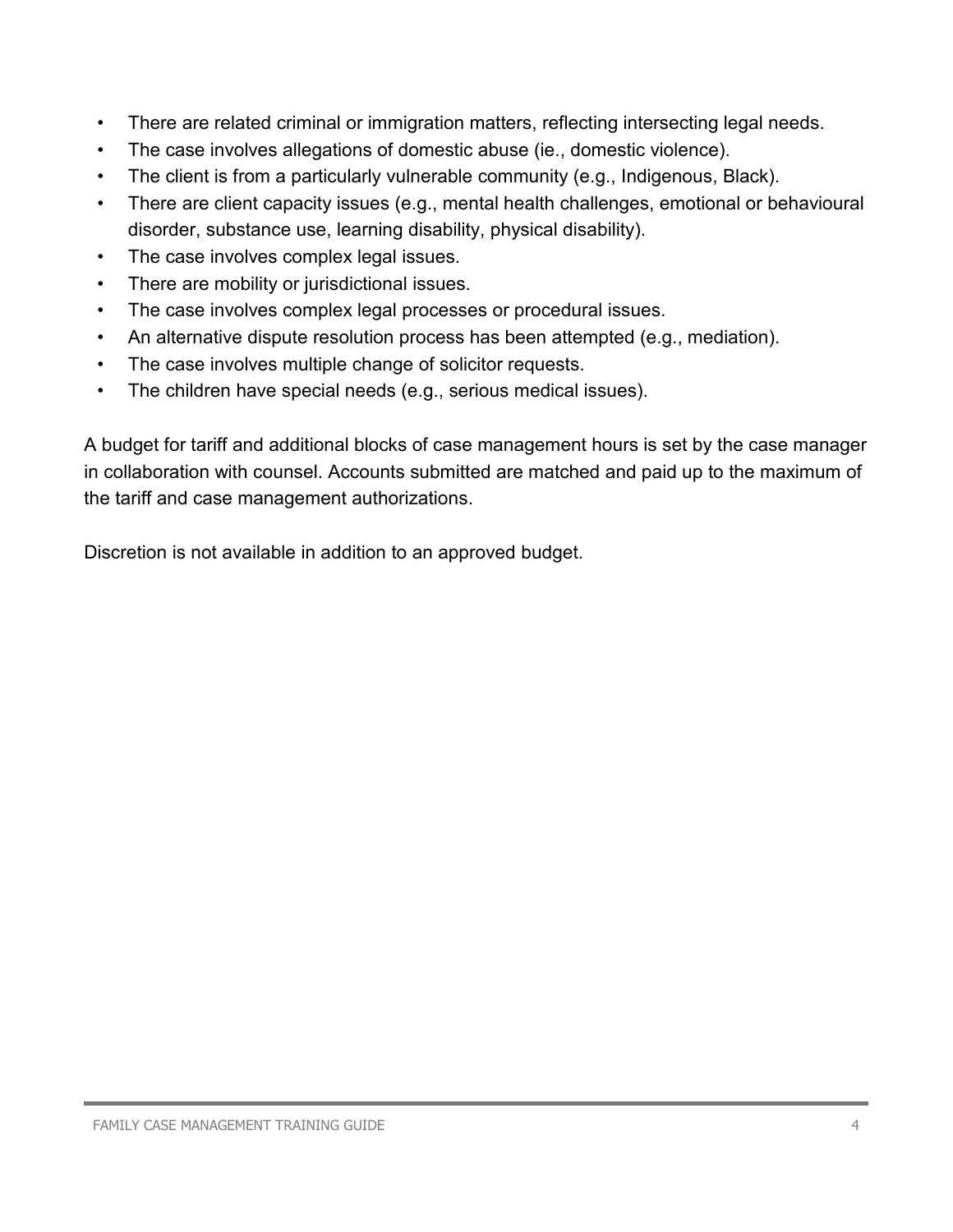- There are related criminal or immigration matters, reflecting intersecting legal needs.
- The case involves allegations of domestic abuse (ie., domestic violence).
- The client is from a particularly vulnerable community (e.g., Indigenous, Black).
- There are client capacity issues (e.g., mental health challenges, emotional or behavioural disorder, substance use, learning disability, physical disability).
- The case involves complex legal issues.
- There are mobility or jurisdictional issues.
- The case involves complex legal processes or procedural issues.
- An alternative dispute resolution process has been attempted (e.g., mediation).
- The case involves multiple change of solicitor requests.
- The children have special needs (e.g., serious medical issues).

A budget for tariff and additional blocks of case management hours is set by the case manager in collaboration with counsel. Accounts submitted are matched and paid up to the maximum of the tariff and case management authorizations.

Discretion is not available in addition to an approved budget.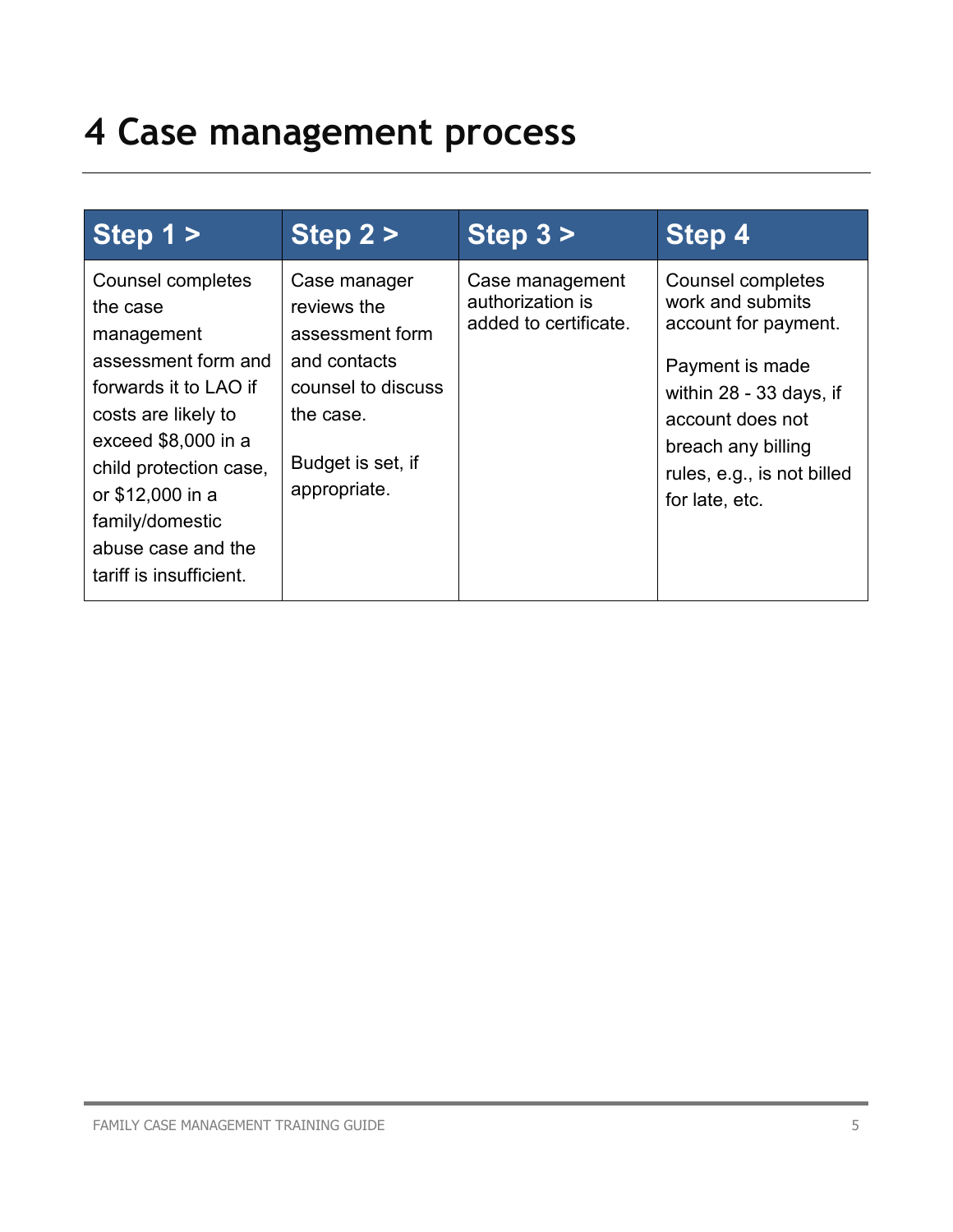# 4 Case management process

| Step 1 > | Step 2 > | Step 3 > | Step 4 |
| --- | --- | --- | --- |
| Counsel completes the case management assessment form and forwards it to LAO if costs are likely to exceed $8,000 in a child protection case, or $12,000 in a family/domestic abuse case and the tariff is insufficient. | Case manager reviews the assessment form and contacts counsel to discuss the case.<br><br>Budget is set, if appropriate. | Case management authorization is added to certificate. | Counsel completes work and submits account for payment.<br><br>Payment is made within 28 - 33 days, if account does not breach any billing rules, e.g., is not billed for late, etc. |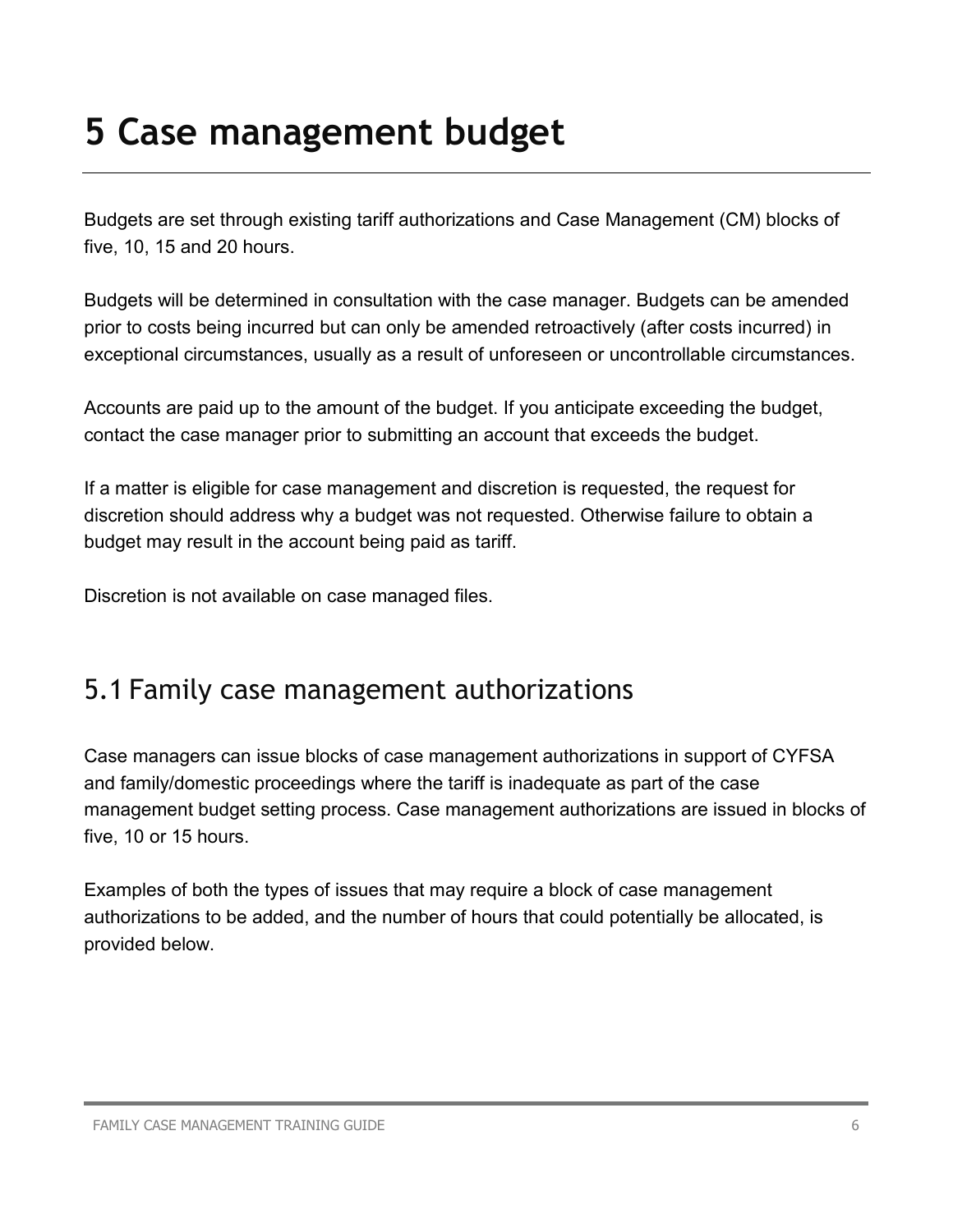# 5 Case management budget

Budgets are set through existing tariff authorizations and Case Management (CM) blocks of five, 10, 15 and 20 hours.

Budgets will be determined in consultation with the case manager. Budgets can be amended prior to costs being incurred but can only be amended retroactively (after costs incurred) in exceptional circumstances, usually as a result of unforeseen or uncontrollable circumstances.

Accounts are paid up to the amount of the budget. If you anticipate exceeding the budget, contact the case manager prior to submitting an account that exceeds the budget.

If a matter is eligible for case management and discretion is requested, the request for discretion should address why a budget was not requested. Otherwise failure to obtain a budget may result in the account being paid as tariff.

Discretion is not available on case managed files.

## 5.1 Family case management authorizations

Case managers can issue blocks of case management authorizations in support of CYFSA and family/domestic proceedings where the tariff is inadequate as part of the case management budget setting process. Case management authorizations are issued in blocks of five, 10 or 15 hours.

Examples of both the types of issues that may require a block of case management authorizations to be added, and the number of hours that could potentially be allocated, is provided below.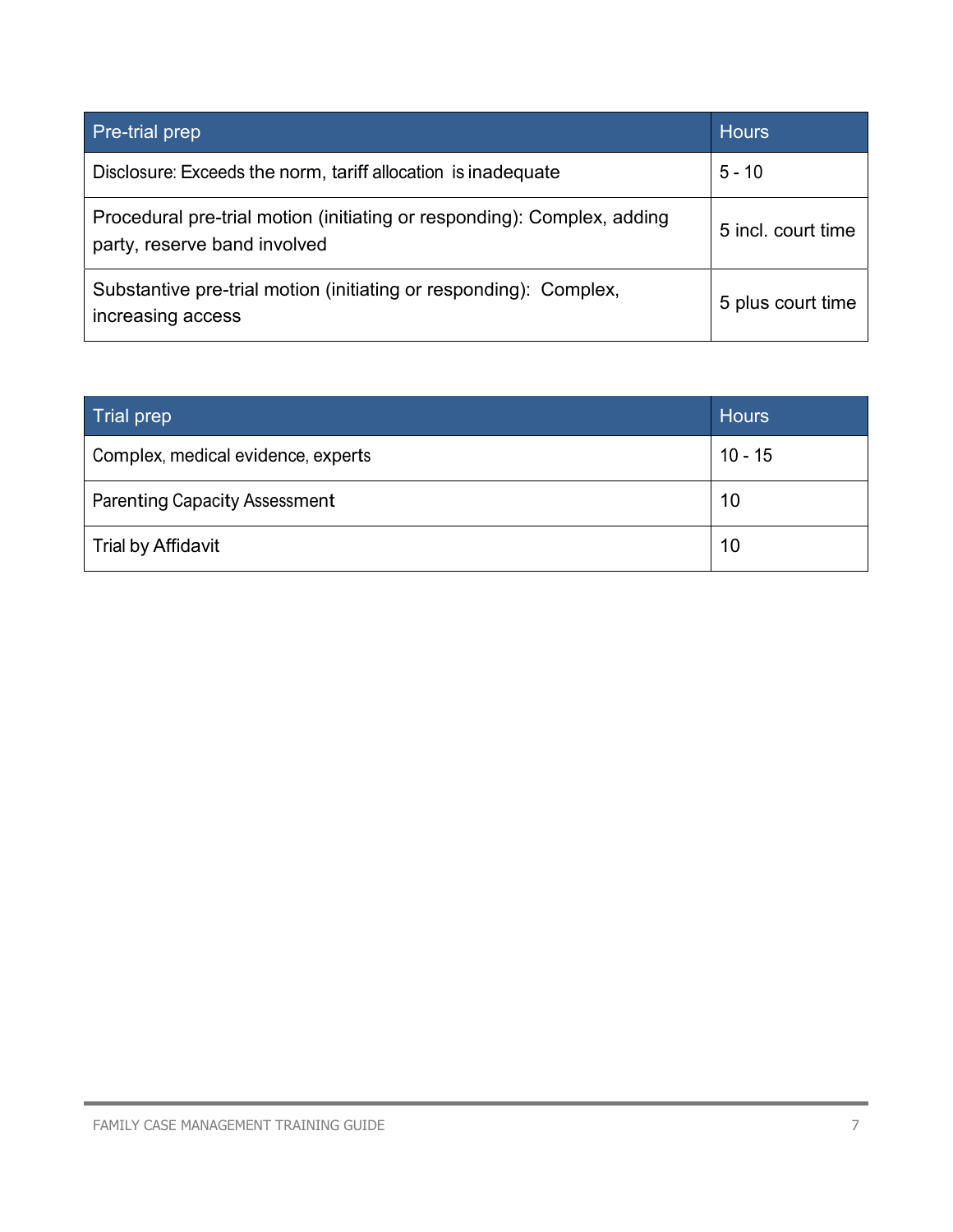| Pre-trial prep | Hours |
| --- | --- |
| Disclosure: Exceeds the norm, tariff allocation is inadequate | 5 - 10 |
| Procedural pre-trial motion (initiating or responding): Complex, adding party, reserve band involved | 5 incl. court time |
| Substantive pre-trial motion (initiating or responding): Complex, increasing access | 5 plus court time |

| Trial prep | Hours |
| --- | --- |
| Complex, medical evidence, experts | 10 - 15 |
| Parenting Capacity Assessment | 10 |
| Trial by Affidavit | 10 |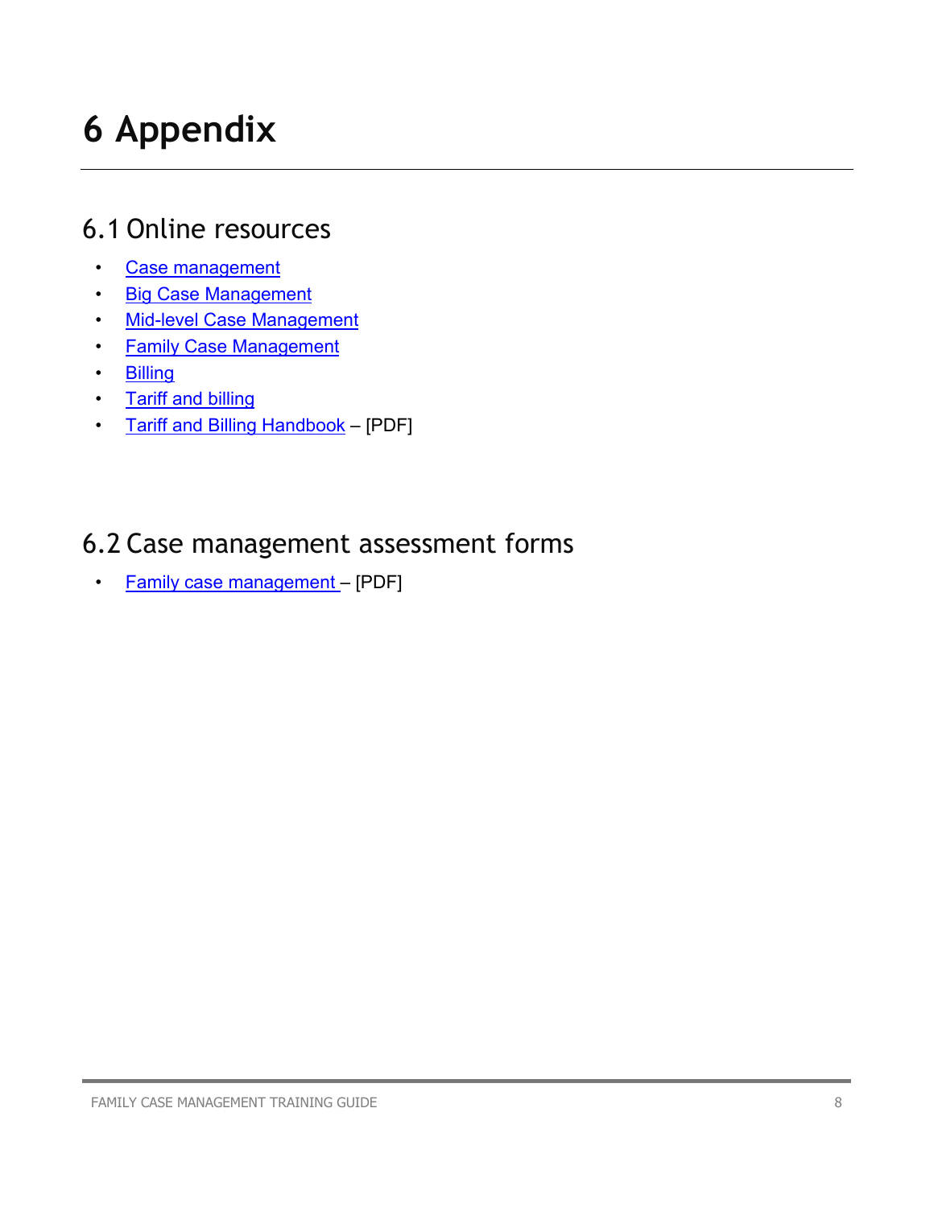# 6 Appendix

## 6.1 Online resources

- Case management
- Big Case Management
- Mid-level Case Management
- Family Case Management
- Billing
- Tariff and billing
- Tariff and Billing Handbook – [PDF]

## 6.2 Case management assessment forms

- Family case management – [PDF]